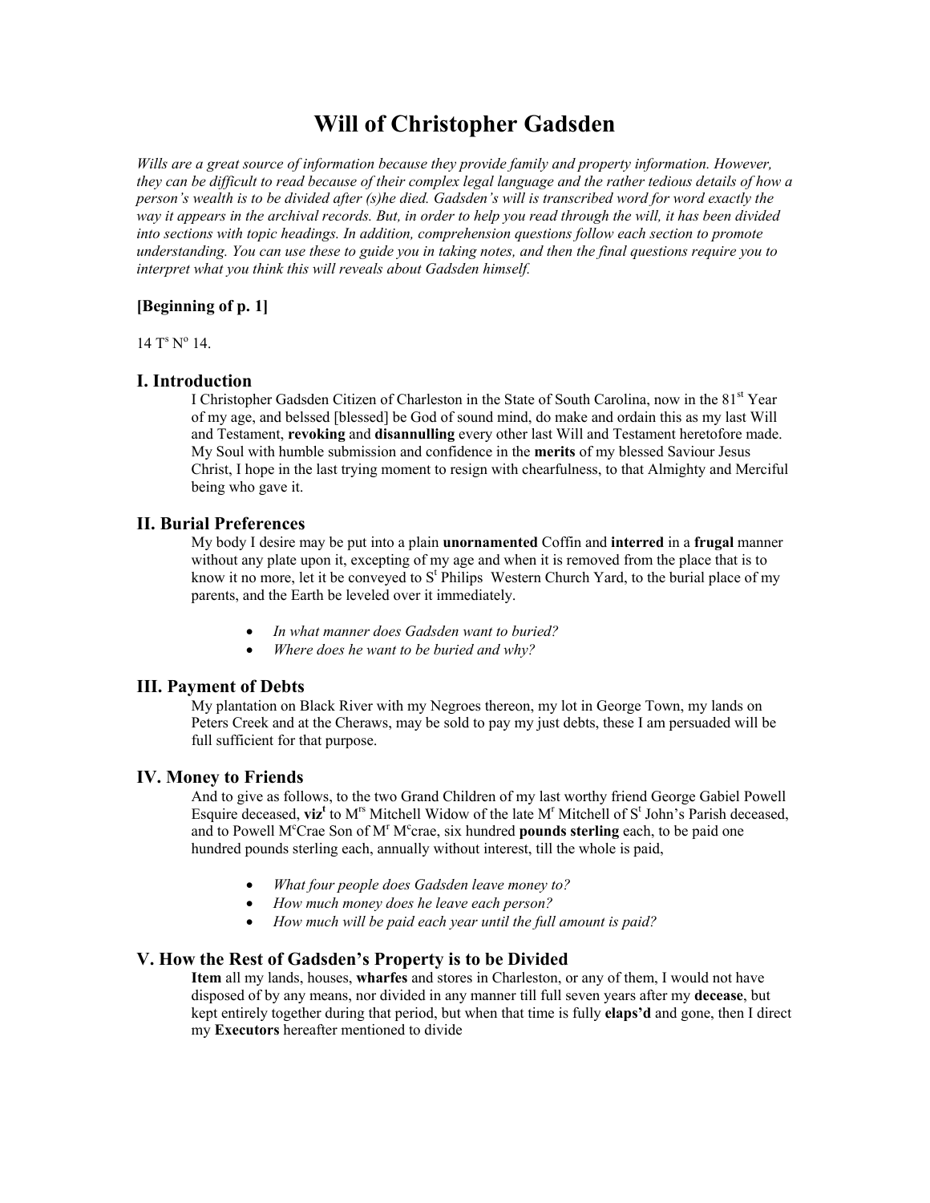# Will of Christopher Gadsden

*Wills are a great source of information because they provide family and property information. However, they can be difficult to read because of their complex legal language and the rather tedious details of how a person's wealth is to be divided after (s)he died. Gadsden's will is transcribed word for word exactly the way it appears in the archival records. But, in order to help you read through the will, it has been divided into sections with topic headings. In addition, comprehension questions follow each section to promote understanding. You can use these to guide you in taking notes, and then the final questions require you to interpret what you think this will reveals about Gadsden himself.*

**[Beginning of p. 1]**

14 T^s N^o 14.

## I. Introduction

I Christopher Gadsden Citizen of Charleston in the State of South Carolina, now in the 81^st Year of my age, and belssed [blessed] be God of sound mind, do make and ordain this as my last Will and Testament, **revoking** and **disannulling** every other last Will and Testament heretofore made. My Soul with humble submission and confidence in the **merits** of my blessed Saviour Jesus Christ, I hope in the last trying moment to resign with chearfulness, to that Almighty and Merciful being who gave it.

## II. Burial Preferences

My body I desire may be put into a plain **unornamented** Coffin and **interred** in a **frugal** manner without any plate upon it, excepting of my age and when it is removed from the place that is to know it no more, let it be conveyed to S^t Philips Western Church Yard, to the burial place of my parents, and the Earth be leveled over it immediately.

- *In what manner does Gadsden want to buried?*
- *Where does he want to be buried and why?*

## III. Payment of Debts

My plantation on Black River with my Negroes thereon, my lot in George Town, my lands on Peters Creek and at the Cheraws, may be sold to pay my just debts, these I am persuaded will be full sufficient for that purpose.

## IV. Money to Friends

And to give as follows, to the two Grand Children of my last worthy friend George Gabiel Powell Esquire deceased, **viz^t** to M^rs Mitchell Widow of the late M^r Mitchell of S^t John's Parish deceased, and to Powell M^cCrae Son of M^r M^ccrae, six hundred **pounds sterling** each, to be paid one hundred pounds sterling each, annually without interest, till the whole is paid,

- *What four people does Gadsden leave money to?*
- *How much money does he leave each person?*
- *How much will be paid each year until the full amount is paid?*

## V. How the Rest of Gadsden's Property is to be Divided

**Item** all my lands, houses, **wharfes** and stores in Charleston, or any of them, I would not have disposed of by any means, nor divided in any manner till full seven years after my **decease**, but kept entirely together during that period, but when that time is fully **elaps'd** and gone, then I direct my **Executors** hereafter mentioned to divide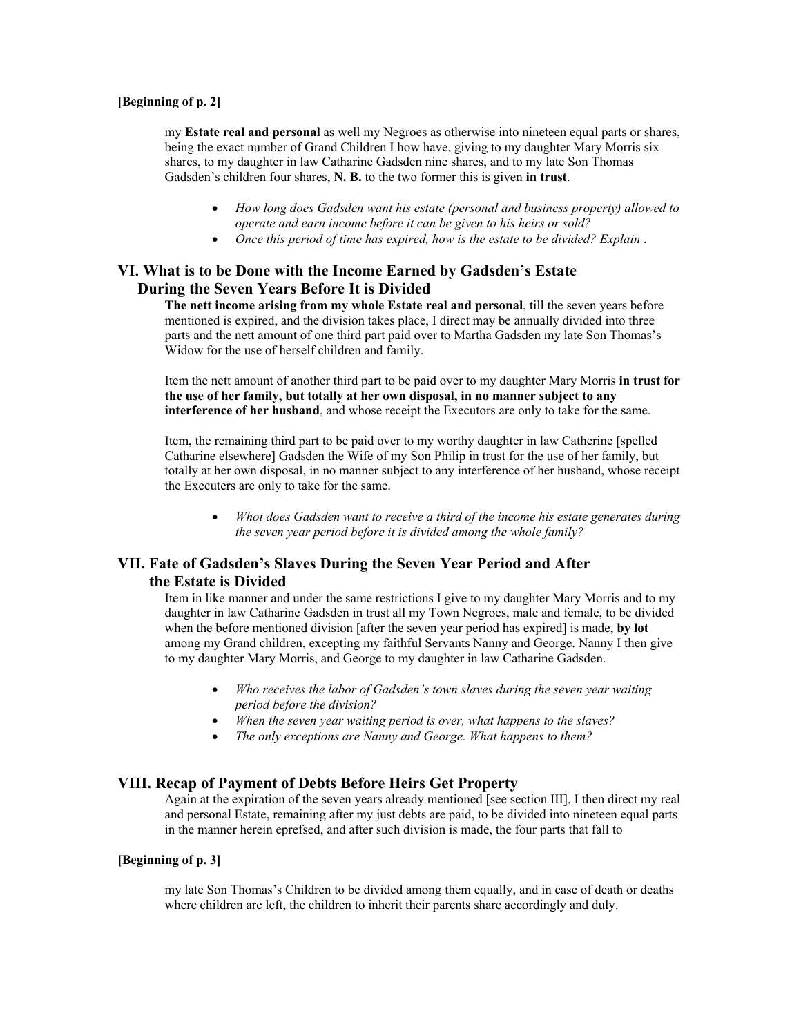**[Beginning of p. 2]**

my **Estate real and personal** as well my Negroes as otherwise into nineteen equal parts or shares, being the exact number of Grand Children I how have, giving to my daughter Mary Morris six shares, to my daughter in law Catharine Gadsden nine shares, and to my late Son Thomas Gadsden's children four shares, **N. B.** to the two former this is given **in trust**.

- *How long does Gadsden want his estate (personal and business property) allowed to operate and earn income before it can be given to his heirs or sold?*
- *Once this period of time has expired, how is the estate to be divided? Explain .*

## VI. What is to be Done with the Income Earned by Gadsden's Estate During the Seven Years Before It is Divided

**The nett income arising from my whole Estate real and personal**, till the seven years before mentioned is expired, and the division takes place, I direct may be annually divided into three parts and the nett amount of one third part paid over to Martha Gadsden my late Son Thomas's Widow for the use of herself children and family.

Item the nett amount of another third part to be paid over to my daughter Mary Morris **in trust for the use of her family, but totally at her own disposal, in no manner subject to any interference of her husband**, and whose receipt the Executors are only to take for the same.

Item, the remaining third part to be paid over to my worthy daughter in law Catherine [spelled Catharine elsewhere] Gadsden the Wife of my Son Philip in trust for the use of her family, but totally at her own disposal, in no manner subject to any interference of her husband, whose receipt the Executers are only to take for the same.

- *Whot does Gadsden want to receive a third of the income his estate generates during the seven year period before it is divided among the whole family?*

## VII. Fate of Gadsden's Slaves During the Seven Year Period and After the Estate is Divided

Item in like manner and under the same restrictions I give to my daughter Mary Morris and to my daughter in law Catharine Gadsden in trust all my Town Negroes, male and female, to be divided when the before mentioned division [after the seven year period has expired] is made, **by lot** among my Grand children, excepting my faithful Servants Nanny and George. Nanny I then give to my daughter Mary Morris, and George to my daughter in law Catharine Gadsden.

- *Who receives the labor of Gadsden's town slaves during the seven year waiting period before the division?*
- *When the seven year waiting period is over, what happens to the slaves?*
- *The only exceptions are Nanny and George. What happens to them?*

## VIII. Recap of Payment of Debts Before Heirs Get Property

Again at the expiration of the seven years already mentioned [see section III], I then direct my real and personal Estate, remaining after my just debts are paid, to be divided into nineteen equal parts in the manner herein eprefsed, and after such division is made, the four parts that fall to

**[Beginning of p. 3]**

my late Son Thomas's Children to be divided among them equally, and in case of death or deaths where children are left, the children to inherit their parents share accordingly and duly.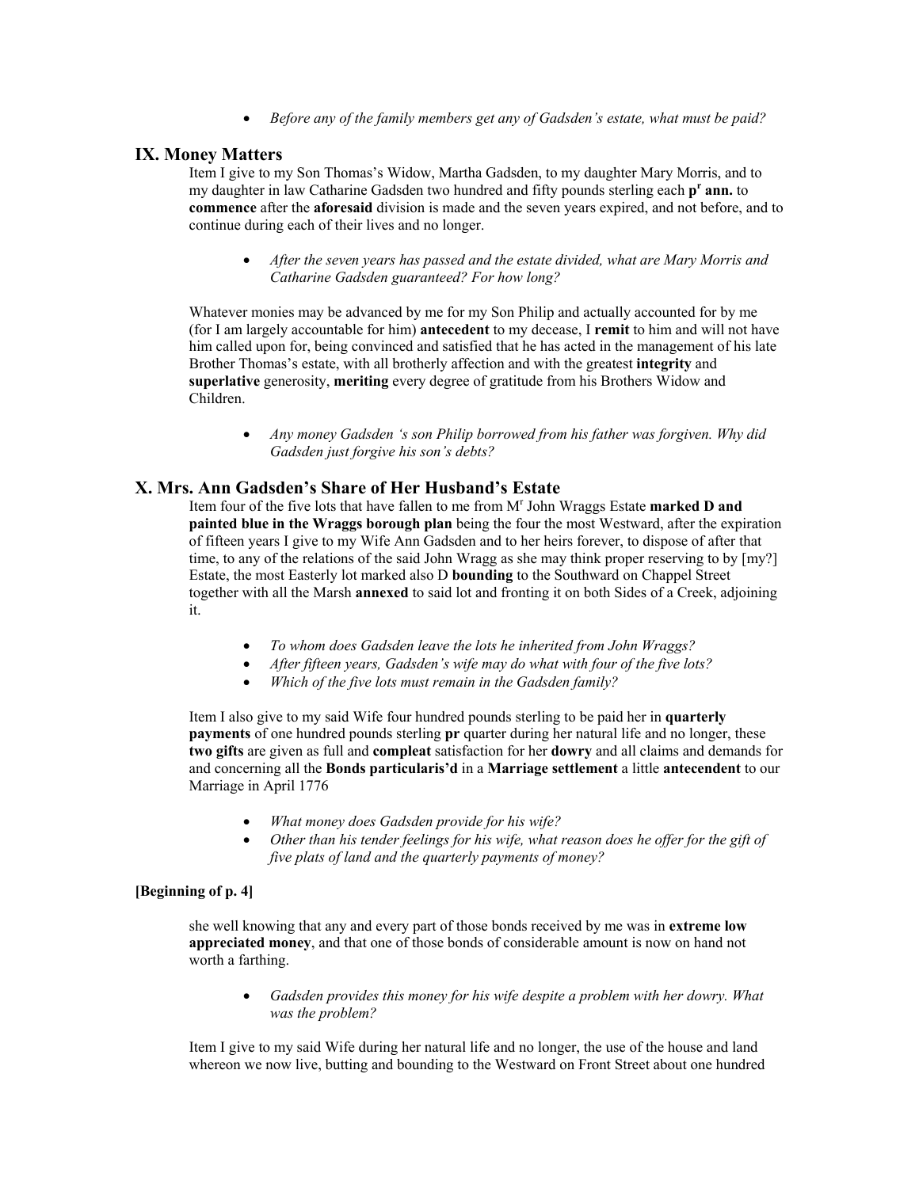- *Before any of the family members get any of Gadsden's estate, what must be paid?*

## IX. Money Matters

Item I give to my Son Thomas's Widow, Martha Gadsden, to my daughter Mary Morris, and to my daughter in law Catharine Gadsden two hundred and fifty pounds sterling each **p$^{r}$ ann.** to **commence** after the **aforesaid** division is made and the seven years expired, and not before, and to continue during each of their lives and no longer.

- *After the seven years has passed and the estate divided, what are Mary Morris and Catharine Gadsden guaranteed? For how long?*

Whatever monies may be advanced by me for my Son Philip and actually accounted for by me (for I am largely accountable for him) **antecedent** to my decease, I **remit** to him and will not have him called upon for, being convinced and satisfied that he has acted in the management of his late Brother Thomas's estate, with all brotherly affection and with the greatest **integrity** and **superlative** generosity, **meriting** every degree of gratitude from his Brothers Widow and Children.

- *Any money Gadsden 's son Philip borrowed from his father was forgiven. Why did Gadsden just forgive his son's debts?*

## X. Mrs. Ann Gadsden's Share of Her Husband's Estate

Item four of the five lots that have fallen to me from M$^{r}$ John Wraggs Estate **marked D and painted blue in the Wraggs borough plan** being the four the most Westward, after the expiration of fifteen years I give to my Wife Ann Gadsden and to her heirs forever, to dispose of after that time, to any of the relations of the said John Wragg as she may think proper reserving to by [my?] Estate, the most Easterly lot marked also D **bounding** to the Southward on Chappel Street together with all the Marsh **annexed** to said lot and fronting it on both Sides of a Creek, adjoining it.

- *To whom does Gadsden leave the lots he inherited from John Wraggs?*
- *After fifteen years, Gadsden's wife may do what with four of the five lots?*
- *Which of the five lots must remain in the Gadsden family?*

Item I also give to my said Wife four hundred pounds sterling to be paid her in **quarterly payments** of one hundred pounds sterling **pr** quarter during her natural life and no longer, these **two gifts** are given as full and **compleat** satisfaction for her **dowry** and all claims and demands for and concerning all the **Bonds particularis'd** in a **Marriage settlement** a little **antecendent** to our Marriage in April 1776

- *What money does Gadsden provide for his wife?*
- *Other than his tender feelings for his wife, what reason does he offer for the gift of five plats of land and the quarterly payments of money?*

**[Beginning of p. 4]**

she well knowing that any and every part of those bonds received by me was in **extreme low appreciated money**, and that one of those bonds of considerable amount is now on hand not worth a farthing.

- *Gadsden provides this money for his wife despite a problem with her dowry. What was the problem?*

Item I give to my said Wife during her natural life and no longer, the use of the house and land whereon we now live, butting and bounding to the Westward on Front Street about one hundred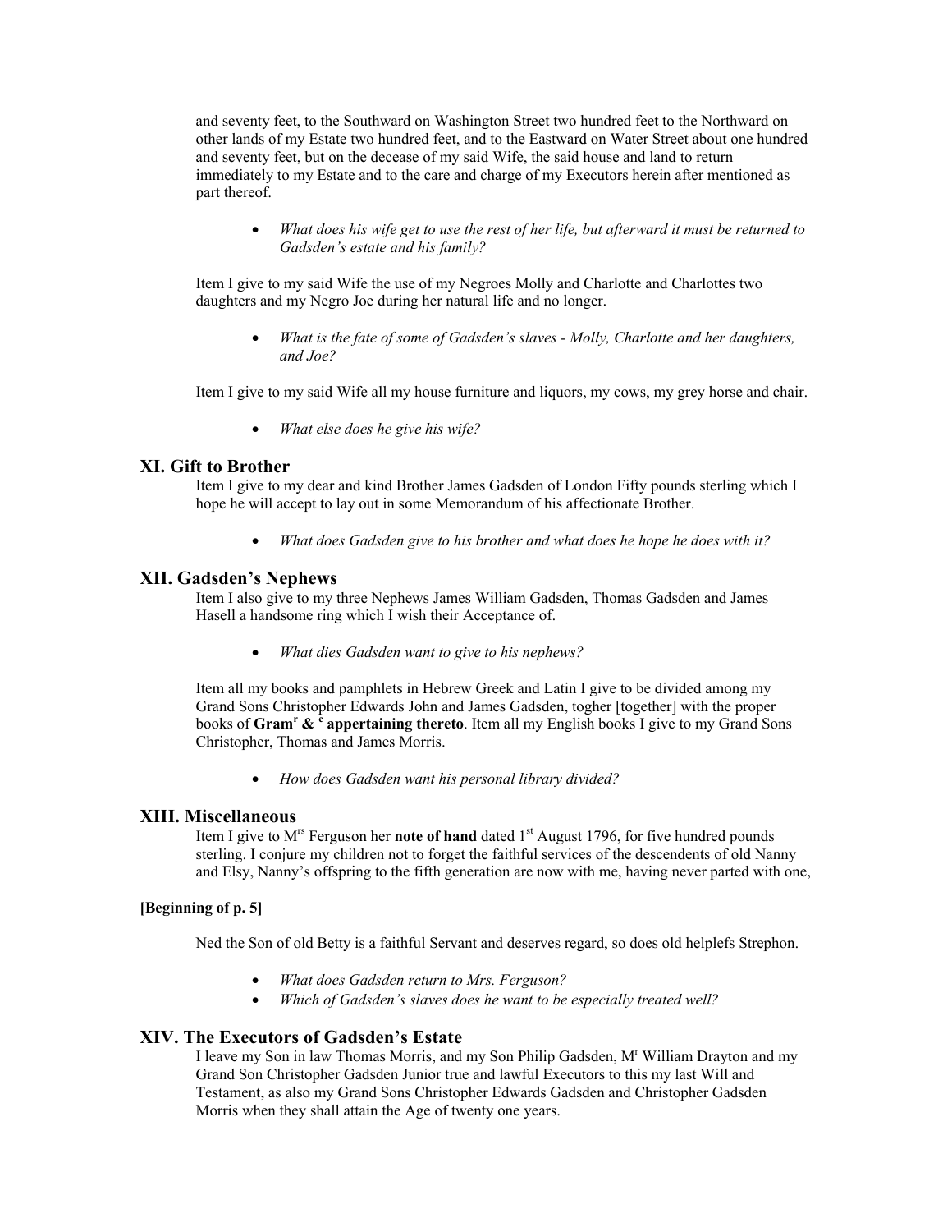and seventy feet, to the Southward on Washington Street two hundred feet to the Northward on other lands of my Estate two hundred feet, and to the Eastward on Water Street about one hundred and seventy feet, but on the decease of my said Wife, the said house and land to return immediately to my Estate and to the care and charge of my Executors herein after mentioned as part thereof.

- *What does his wife get to use the rest of her life, but afterward it must be returned to Gadsden's estate and his family?*

Item I give to my said Wife the use of my Negroes Molly and Charlotte and Charlottes two daughters and my Negro Joe during her natural life and no longer.

- *What is the fate of some of Gadsden's slaves - Molly, Charlotte and her daughters, and Joe?*

Item I give to my said Wife all my house furniture and liquors, my cows, my grey horse and chair.

- *What else does he give his wife?*

## XI. Gift to Brother

Item I give to my dear and kind Brother James Gadsden of London Fifty pounds sterling which I hope he will accept to lay out in some Memorandum of his affectionate Brother.

- *What does Gadsden give to his brother and what does he hope he does with it?*

## XII. Gadsden's Nephews

Item I also give to my three Nephews James William Gadsden, Thomas Gadsden and James Hasell a handsome ring which I wish their Acceptance of.

- *What dies Gadsden want to give to his nephews?*

Item all my books and pamphlets in Hebrew Greek and Latin I give to be divided among my Grand Sons Christopher Edwards John and James Gadsden, togher [together] with the proper books of **Gram[r] & [c] appertaining thereto**. Item all my English books I give to my Grand Sons Christopher, Thomas and James Morris.

- *How does Gadsden want his personal library divided?*

## XIII. Miscellaneous

Item I give to M[rs] Ferguson her **note of hand** dated 1[st] August 1796, for five hundred pounds sterling. I conjure my children not to forget the faithful services of the descendents of old Nanny and Elsy, Nanny's offspring to the fifth generation are now with me, having never parted with one,

**[Beginning of p. 5]**

Ned the Son of old Betty is a faithful Servant and deserves regard, so does old helplefs Strephon.

- *What does Gadsden return to Mrs. Ferguson?*
- *Which of Gadsden's slaves does he want to be especially treated well?*

## XIV. The Executors of Gadsden's Estate

I leave my Son in law Thomas Morris, and my Son Philip Gadsden, M[r] William Drayton and my Grand Son Christopher Gadsden Junior true and lawful Executors to this my last Will and Testament, as also my Grand Sons Christopher Edwards Gadsden and Christopher Gadsden Morris when they shall attain the Age of twenty one years.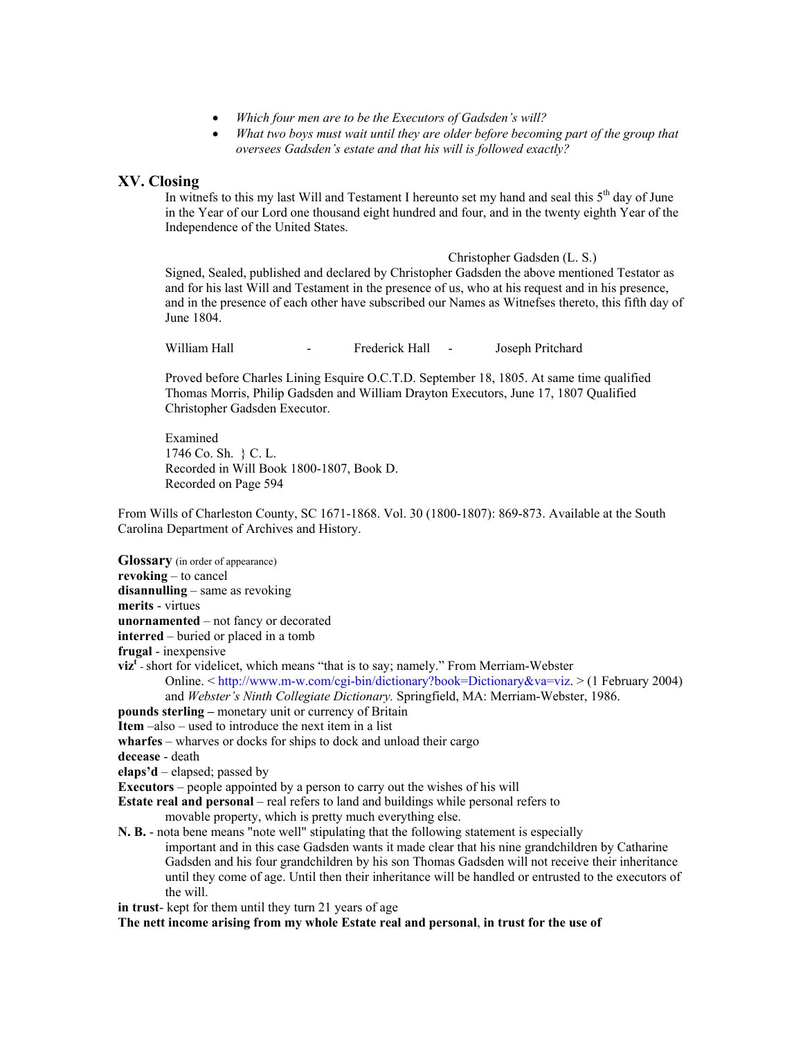- *Which four men are to be the Executors of Gadsden's will?*
- *What two boys must wait until they are older before becoming part of the group that oversees Gadsden's estate and that his will is followed exactly?*

## XV. Closing

In witnefs to this my last Will and Testament I hereunto set my hand and seal this 5th day of June in the Year of our Lord one thousand eight hundred and four, and in the twenty eighth Year of the Independence of the United States.

Christopher Gadsden (L. S.)

Signed, Sealed, published and declared by Christopher Gadsden the above mentioned Testator as and for his last Will and Testament in the presence of us, who at his request and in his presence, and in the presence of each other have subscribed our Names as Witnefses thereto, this fifth day of June 1804.

William Hall - Frederick Hall - Joseph Pritchard

Proved before Charles Lining Esquire O.C.T.D. September 18, 1805. At same time qualified Thomas Morris, Philip Gadsden and William Drayton Executors, June 17, 1807 Qualified Christopher Gadsden Executor.

Examined
1746 Co. Sh. } C. L.
Recorded in Will Book 1800-1807, Book D.
Recorded on Page 594

From Wills of Charleston County, SC 1671-1868. Vol. 30 (1800-1807): 869-873. Available at the South Carolina Department of Archives and History.

**Glossary** (in order of appearance)

**revoking** – to cancel
**disannulling** – same as revoking
**merits** - virtues
**unornamented** – not fancy or decorated
**interred** – buried or placed in a tomb
**frugal** - inexpensive
**viz**[t] - short for videlicet, which means "that is to say; namely." From Merriam-Webster Online. < http://www.m-w.com/cgi-bin/dictionary?book=Dictionary&va=viz. > (1 February 2004) and *Webster's Ninth Collegiate Dictionary.* Springfield, MA: Merriam-Webster, 1986.
**pounds sterling –** monetary unit or currency of Britain
**Item** –also – used to introduce the next item in a list
**wharfes** – wharves or docks for ships to dock and unload their cargo
**decease** - death
**elaps'd** – elapsed; passed by
**Executors** – people appointed by a person to carry out the wishes of his will
**Estate real and personal** – real refers to land and buildings while personal refers to movable property, which is pretty much everything else.
**N. B.** - nota bene means "note well" stipulating that the following statement is especially important and in this case Gadsden wants it made clear that his nine grandchildren by Catharine Gadsden and his four grandchildren by his son Thomas Gadsden will not receive their inheritance until they come of age. Until then their inheritance will be handled or entrusted to the executors of the will.
**in trust**- kept for them until they turn 21 years of age
**The nett income arising from my whole Estate real and personal**, **in trust for the use of**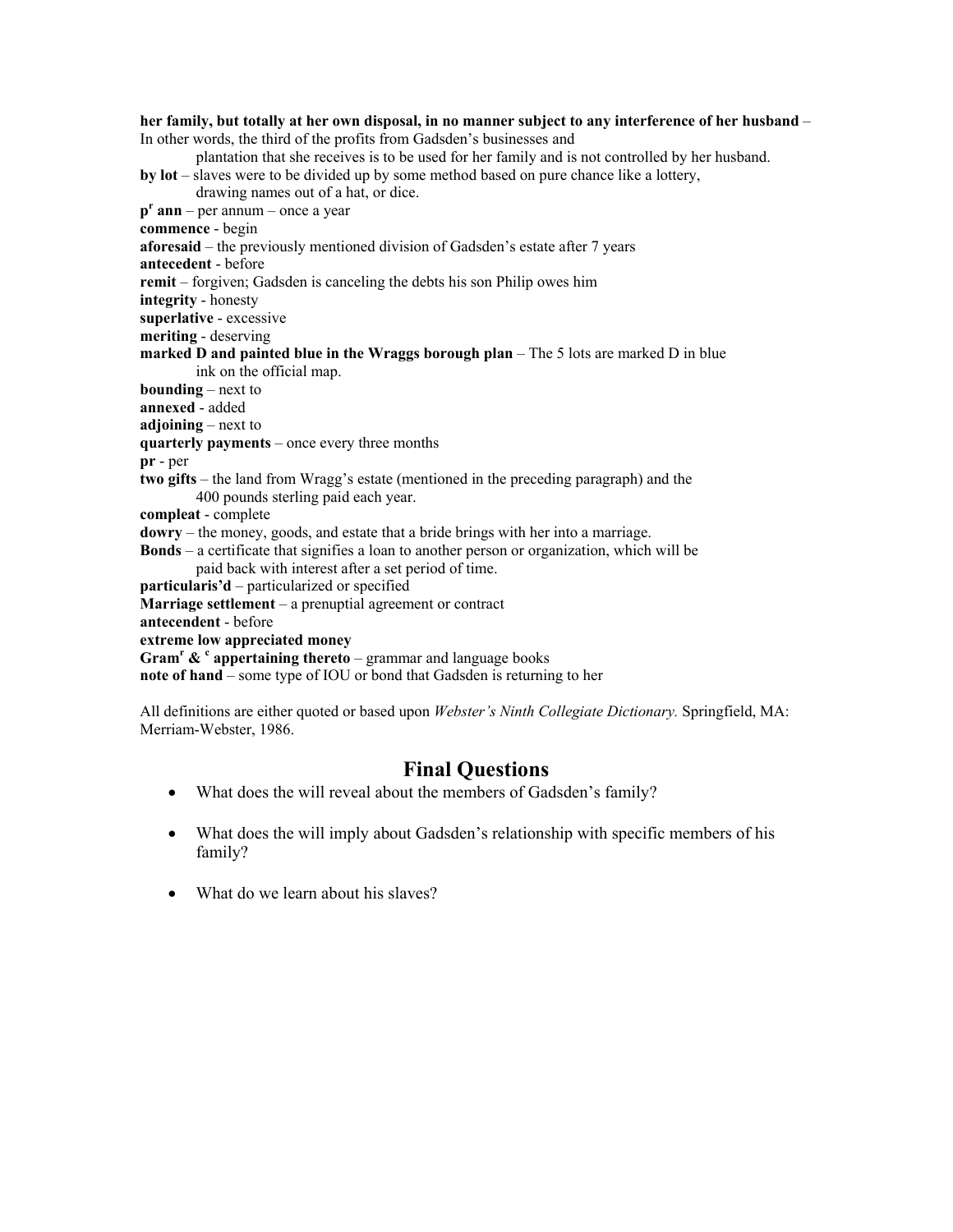**her family, but totally at her own disposal, in no manner subject to any interference of her husband** – In other words, the third of the profits from Gadsden's businesses and plantation that she receives is to be used for her family and is not controlled by her husband.

**by lot** – slaves were to be divided up by some method based on pure chance like a lottery, drawing names out of a hat, or dice.

**p$^{r}$ ann** – per annum – once a year

**commence** - begin

**aforesaid** – the previously mentioned division of Gadsden's estate after 7 years

**antecedent** - before

**remit** – forgiven; Gadsden is canceling the debts his son Philip owes him

**integrity** - honesty

**superlative** - excessive

**meriting** - deserving

**marked D and painted blue in the Wraggs borough plan** – The 5 lots are marked D in blue ink on the official map.

**bounding** – next to

**annexed** - added

**adjoining** – next to

**quarterly payments** – once every three months

**pr** - per

**two gifts** – the land from Wragg's estate (mentioned in the preceding paragraph) and the 400 pounds sterling paid each year.

**compleat** - complete

**dowry** – the money, goods, and estate that a bride brings with her into a marriage.

**Bonds** – a certificate that signifies a loan to another person or organization, which will be paid back with interest after a set period of time.

**particularis'd** – particularized or specified

**Marriage settlement** – a prenuptial agreement or contract

**antecendent** - before

**extreme low appreciated money**

**Gram$^{r}$ & $^{c}$ appertaining thereto** – grammar and language books

**note of hand** – some type of IOU or bond that Gadsden is returning to her

All definitions are either quoted or based upon *Webster's Ninth Collegiate Dictionary.* Springfield, MA: Merriam-Webster, 1986.

## Final Questions

- What does the will reveal about the members of Gadsden's family?
- What does the will imply about Gadsden's relationship with specific members of his family?
- What do we learn about his slaves?